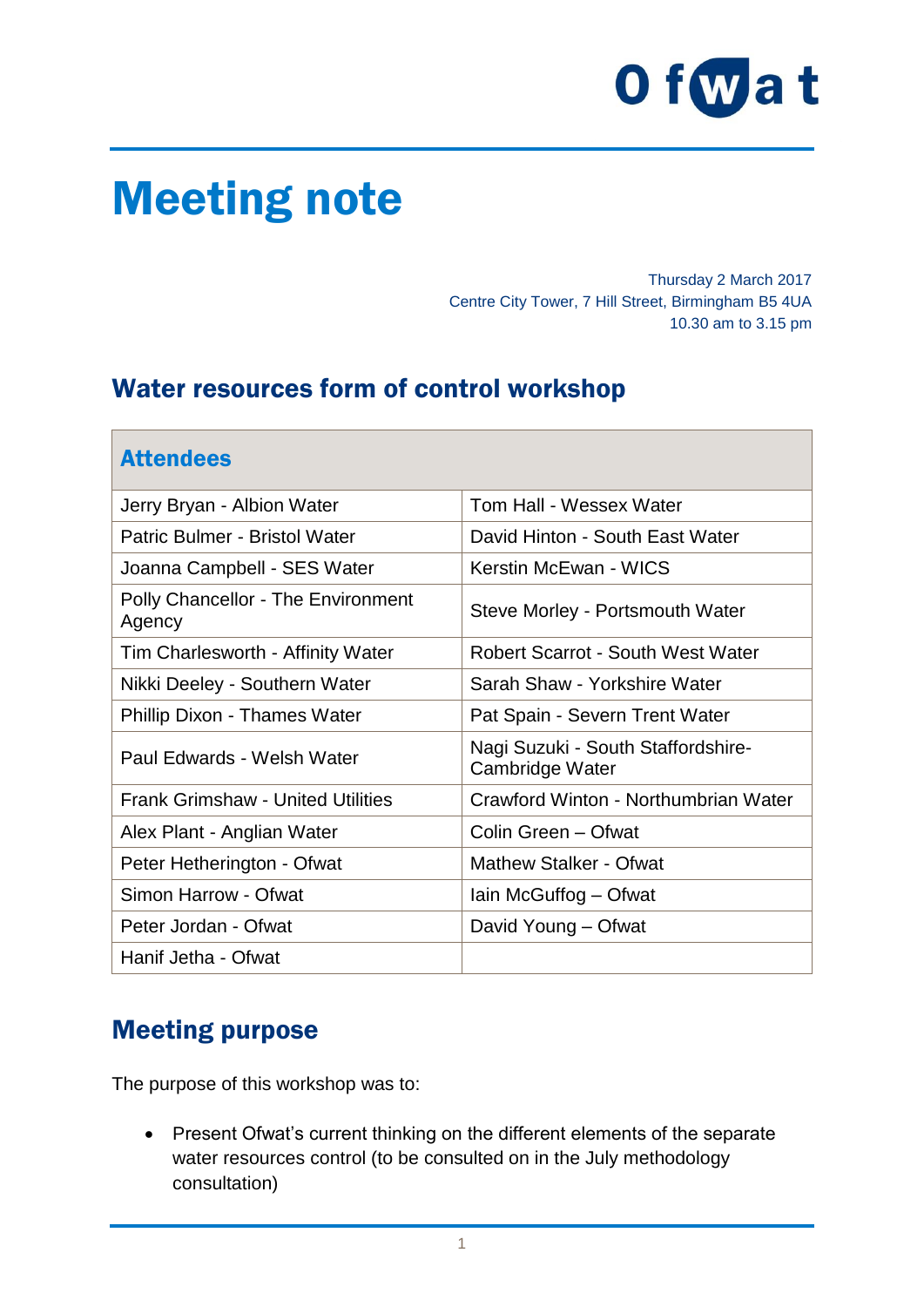# Meeting note

Thursday 2 March 2017
Centre City Tower, 7 Hill Street, Birmingham B5 4UA
10.30 am to 3.15 pm

## Water resources form of control workshop

| Attendees | |
|---|---|
| Jerry Bryan - Albion Water | Tom Hall - Wessex Water |
| Patric Bulmer - Bristol Water | David Hinton - South East Water |
| Joanna Campbell - SES Water | Kerstin McEwan - WICS |
| Polly Chancellor - The Environment Agency | Steve Morley - Portsmouth Water |
| Tim Charlesworth - Affinity Water | Robert Scarrot - South West Water |
| Nikki Deeley - Southern Water | Sarah Shaw - Yorkshire Water |
| Phillip Dixon - Thames Water | Pat Spain - Severn Trent Water |
| Paul Edwards - Welsh Water | Nagi Suzuki - South Staffordshire-Cambridge Water |
| Frank Grimshaw - United Utilities | Crawford Winton - Northumbrian Water |
| Alex Plant - Anglian Water | Colin Green – Ofwat |
| Peter Hetherington - Ofwat | Mathew Stalker - Ofwat |
| Simon Harrow - Ofwat | Iain McGuffog – Ofwat |
| Peter Jordan - Ofwat | David Young – Ofwat |
| Hanif Jetha - Ofwat | |

## Meeting purpose

The purpose of this workshop was to:

- Present Ofwat's current thinking on the different elements of the separate water resources control (to be consulted on in the July methodology consultation)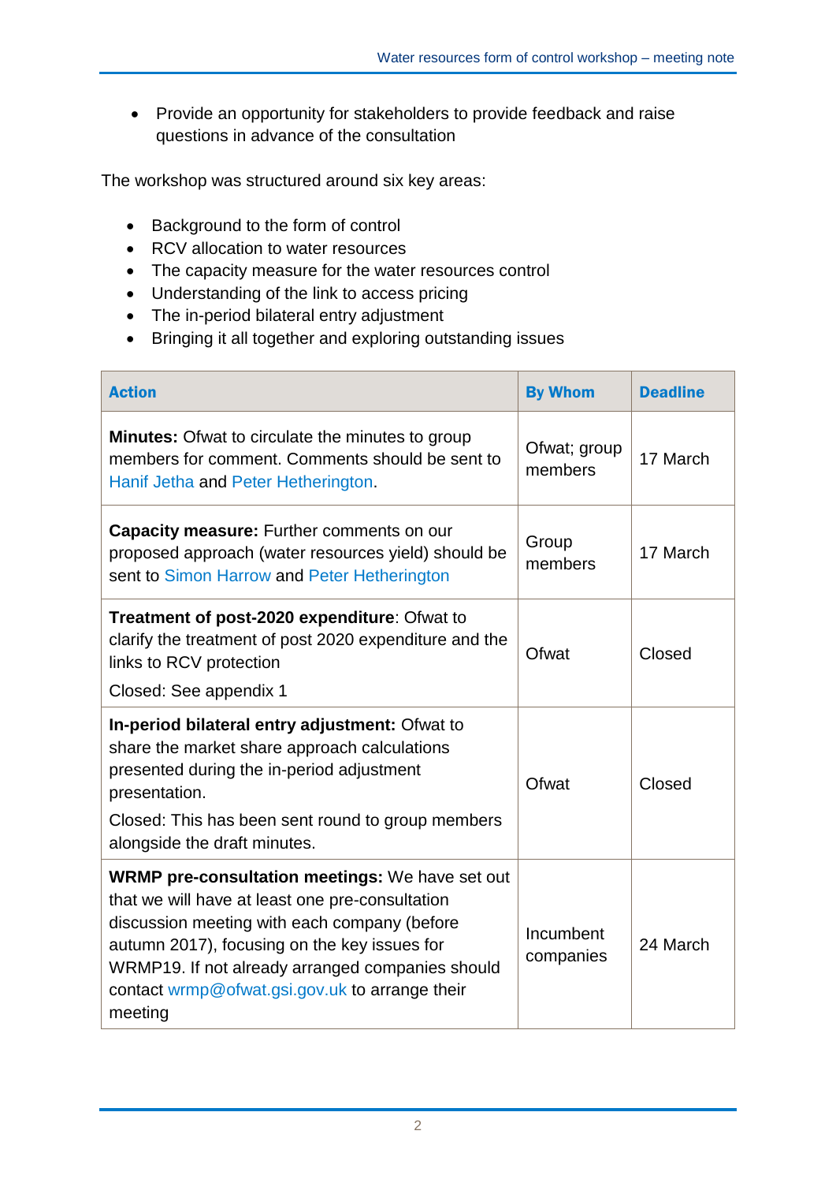- Provide an opportunity for stakeholders to provide feedback and raise questions in advance of the consultation

The workshop was structured around six key areas:

- Background to the form of control
- RCV allocation to water resources
- The capacity measure for the water resources control
- Understanding of the link to access pricing
- The in-period bilateral entry adjustment
- Bringing it all together and exploring outstanding issues

| Action | By Whom | Deadline |
|---|---|---|
| **Minutes:** Ofwat to circulate the minutes to group members for comment. Comments should be sent to Hanif Jetha and Peter Hetherington. | Ofwat; group members | 17 March |
| **Capacity measure:** Further comments on our proposed approach (water resources yield) should be sent to Simon Harrow and Peter Hetherington | Group members | 17 March |
| **Treatment of post-2020 expenditure**: Ofwat to clarify the treatment of post 2020 expenditure and the links to RCV protection<br>Closed: See appendix 1 | Ofwat | Closed |
| **In-period bilateral entry adjustment:** Ofwat to share the market share approach calculations presented during the in-period adjustment presentation.<br>Closed: This has been sent round to group members alongside the draft minutes. | Ofwat | Closed |
| **WRMP pre-consultation meetings:** We have set out that we will have at least one pre-consultation discussion meeting with each company (before autumn 2017), focusing on the key issues for WRMP19. If not already arranged companies should contact wrmp@ofwat.gsi.gov.uk to arrange their meeting | Incumbent companies | 24 March |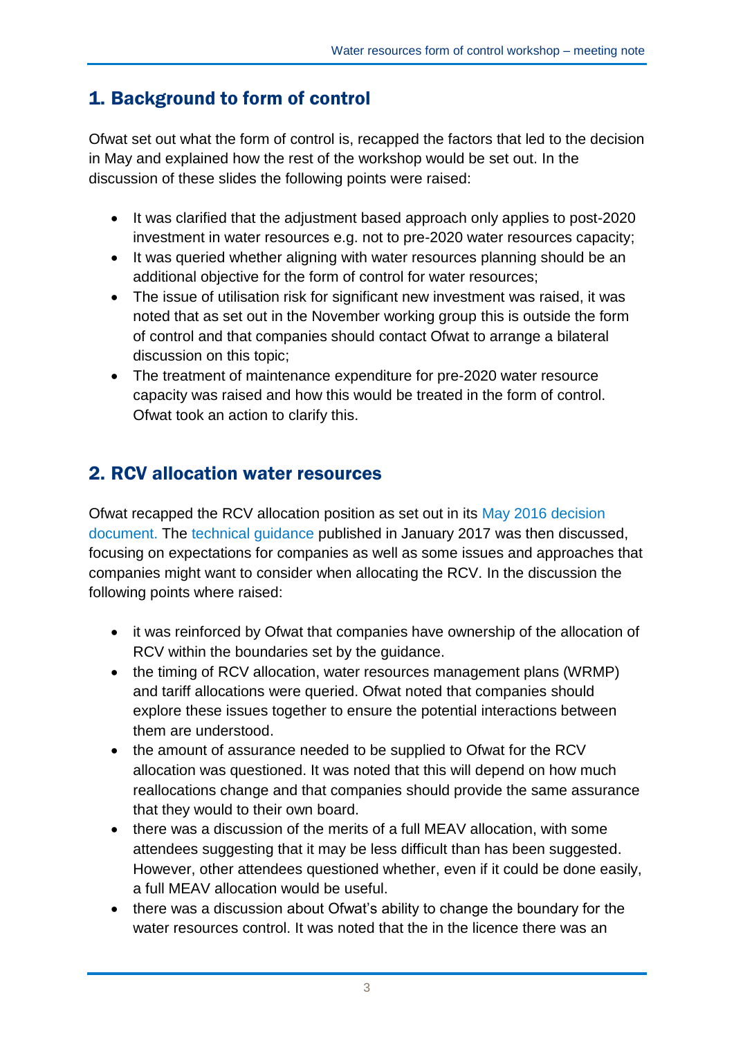## 1. Background to form of control

Ofwat set out what the form of control is, recapped the factors that led to the decision in May and explained how the rest of the workshop would be set out. In the discussion of these slides the following points were raised:

- It was clarified that the adjustment based approach only applies to post-2020 investment in water resources e.g. not to pre-2020 water resources capacity;
- It was queried whether aligning with water resources planning should be an additional objective for the form of control for water resources;
- The issue of utilisation risk for significant new investment was raised, it was noted that as set out in the November working group this is outside the form of control and that companies should contact Ofwat to arrange a bilateral discussion on this topic;
- The treatment of maintenance expenditure for pre-2020 water resource capacity was raised and how this would be treated in the form of control. Ofwat took an action to clarify this.

## 2. RCV allocation water resources

Ofwat recapped the RCV allocation position as set out in its May 2016 decision document. The technical guidance published in January 2017 was then discussed, focusing on expectations for companies as well as some issues and approaches that companies might want to consider when allocating the RCV. In the discussion the following points where raised:

- it was reinforced by Ofwat that companies have ownership of the allocation of RCV within the boundaries set by the guidance.
- the timing of RCV allocation, water resources management plans (WRMP) and tariff allocations were queried. Ofwat noted that companies should explore these issues together to ensure the potential interactions between them are understood.
- the amount of assurance needed to be supplied to Ofwat for the RCV allocation was questioned. It was noted that this will depend on how much reallocations change and that companies should provide the same assurance that they would to their own board.
- there was a discussion of the merits of a full MEAV allocation, with some attendees suggesting that it may be less difficult than has been suggested. However, other attendees questioned whether, even if it could be done easily, a full MEAV allocation would be useful.
- there was a discussion about Ofwat's ability to change the boundary for the water resources control. It was noted that the in the licence there was an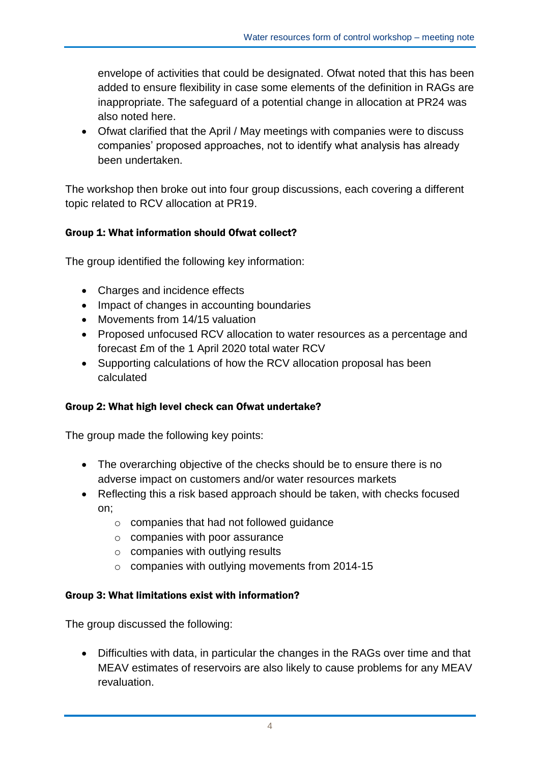envelope of activities that could be designated. Ofwat noted that this has been added to ensure flexibility in case some elements of the definition in RAGs are inappropriate. The safeguard of a potential change in allocation at PR24 was also noted here.

- Ofwat clarified that the April / May meetings with companies were to discuss companies' proposed approaches, not to identify what analysis has already been undertaken.

The workshop then broke out into four group discussions, each covering a different topic related to RCV allocation at PR19.

**Group 1: What information should Ofwat collect?**

The group identified the following key information:

- Charges and incidence effects
- Impact of changes in accounting boundaries
- Movements from 14/15 valuation
- Proposed unfocused RCV allocation to water resources as a percentage and forecast £m of the 1 April 2020 total water RCV
- Supporting calculations of how the RCV allocation proposal has been calculated

**Group 2: What high level check can Ofwat undertake?**

The group made the following key points:

- The overarching objective of the checks should be to ensure there is no adverse impact on customers and/or water resources markets
- Reflecting this a risk based approach should be taken, with checks focused on;
  - companies that had not followed guidance
  - companies with poor assurance
  - companies with outlying results
  - companies with outlying movements from 2014-15

**Group 3: What limitations exist with information?**

The group discussed the following:

- Difficulties with data, in particular the changes in the RAGs over time and that MEAV estimates of reservoirs are also likely to cause problems for any MEAV revaluation.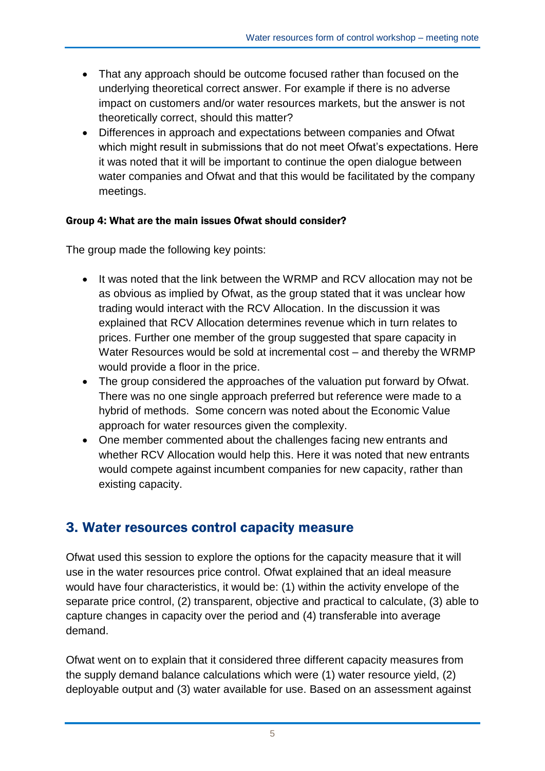- That any approach should be outcome focused rather than focused on the underlying theoretical correct answer. For example if there is no adverse impact on customers and/or water resources markets, but the answer is not theoretically correct, should this matter?
- Differences in approach and expectations between companies and Ofwat which might result in submissions that do not meet Ofwat's expectations. Here it was noted that it will be important to continue the open dialogue between water companies and Ofwat and that this would be facilitated by the company meetings.

#### Group 4: What are the main issues Ofwat should consider?

The group made the following key points:

- It was noted that the link between the WRMP and RCV allocation may not be as obvious as implied by Ofwat, as the group stated that it was unclear how trading would interact with the RCV Allocation. In the discussion it was explained that RCV Allocation determines revenue which in turn relates to prices. Further one member of the group suggested that spare capacity in Water Resources would be sold at incremental cost – and thereby the WRMP would provide a floor in the price.
- The group considered the approaches of the valuation put forward by Ofwat. There was no one single approach preferred but reference were made to a hybrid of methods. Some concern was noted about the Economic Value approach for water resources given the complexity.
- One member commented about the challenges facing new entrants and whether RCV Allocation would help this. Here it was noted that new entrants would compete against incumbent companies for new capacity, rather than existing capacity.

## 3. Water resources control capacity measure

Ofwat used this session to explore the options for the capacity measure that it will use in the water resources price control. Ofwat explained that an ideal measure would have four characteristics, it would be: (1) within the activity envelope of the separate price control, (2) transparent, objective and practical to calculate, (3) able to capture changes in capacity over the period and (4) transferable into average demand.

Ofwat went on to explain that it considered three different capacity measures from the supply demand balance calculations which were (1) water resource yield, (2) deployable output and (3) water available for use. Based on an assessment against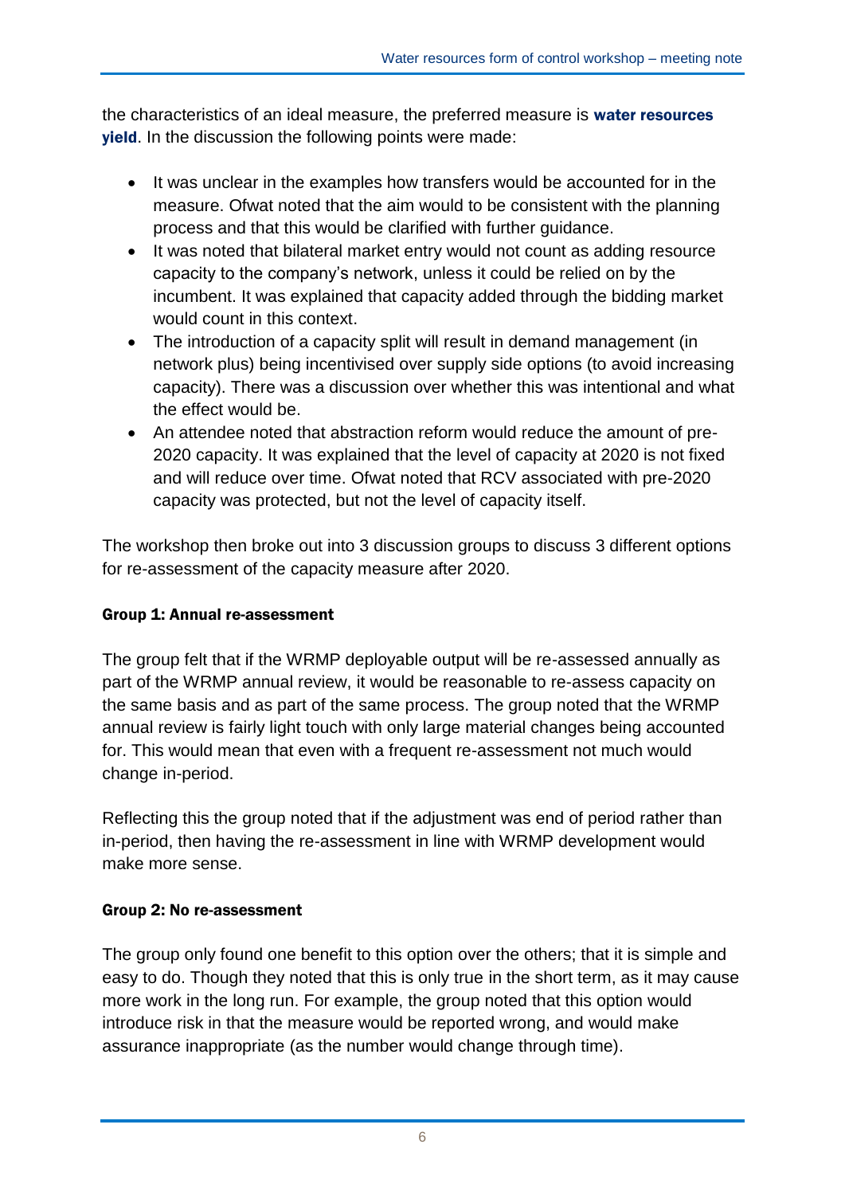the characteristics of an ideal measure, the preferred measure is **water resources yield**. In the discussion the following points were made:

- It was unclear in the examples how transfers would be accounted for in the measure. Ofwat noted that the aim would to be consistent with the planning process and that this would be clarified with further guidance.
- It was noted that bilateral market entry would not count as adding resource capacity to the company's network, unless it could be relied on by the incumbent. It was explained that capacity added through the bidding market would count in this context.
- The introduction of a capacity split will result in demand management (in network plus) being incentivised over supply side options (to avoid increasing capacity). There was a discussion over whether this was intentional and what the effect would be.
- An attendee noted that abstraction reform would reduce the amount of pre-2020 capacity. It was explained that the level of capacity at 2020 is not fixed and will reduce over time. Ofwat noted that RCV associated with pre-2020 capacity was protected, but not the level of capacity itself.

The workshop then broke out into 3 discussion groups to discuss 3 different options for re-assessment of the capacity measure after 2020.

#### Group 1: Annual re-assessment

The group felt that if the WRMP deployable output will be re-assessed annually as part of the WRMP annual review, it would be reasonable to re-assess capacity on the same basis and as part of the same process. The group noted that the WRMP annual review is fairly light touch with only large material changes being accounted for. This would mean that even with a frequent re-assessment not much would change in-period.

Reflecting this the group noted that if the adjustment was end of period rather than in-period, then having the re-assessment in line with WRMP development would make more sense.

#### Group 2: No re-assessment

The group only found one benefit to this option over the others; that it is simple and easy to do. Though they noted that this is only true in the short term, as it may cause more work in the long run. For example, the group noted that this option would introduce risk in that the measure would be reported wrong, and would make assurance inappropriate (as the number would change through time).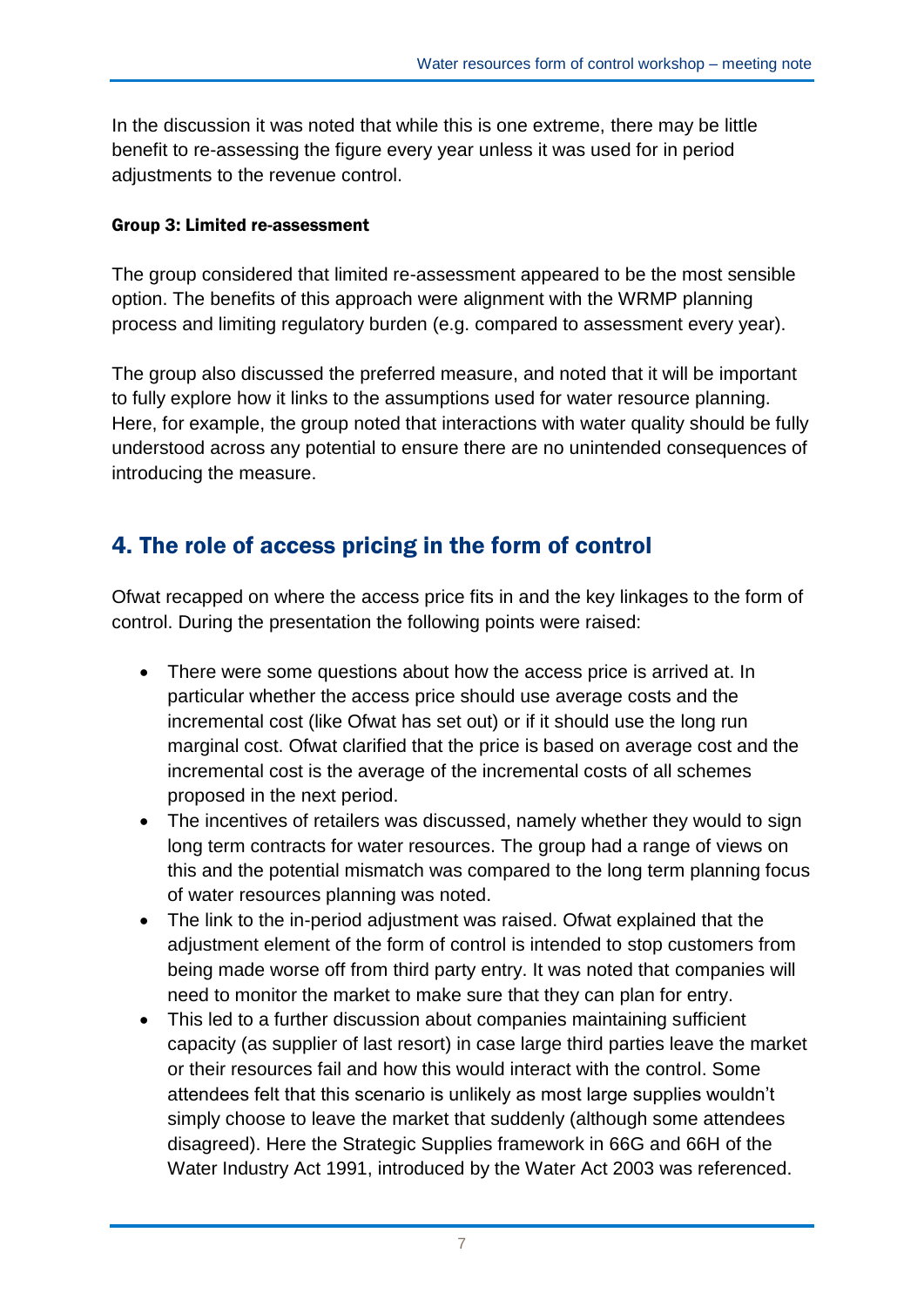In the discussion it was noted that while this is one extreme, there may be little benefit to re-assessing the figure every year unless it was used for in period adjustments to the revenue control.

#### Group 3: Limited re-assessment

The group considered that limited re-assessment appeared to be the most sensible option. The benefits of this approach were alignment with the WRMP planning process and limiting regulatory burden (e.g. compared to assessment every year).

The group also discussed the preferred measure, and noted that it will be important to fully explore how it links to the assumptions used for water resource planning. Here, for example, the group noted that interactions with water quality should be fully understood across any potential to ensure there are no unintended consequences of introducing the measure.

## 4. The role of access pricing in the form of control

Ofwat recapped on where the access price fits in and the key linkages to the form of control. During the presentation the following points were raised:

- There were some questions about how the access price is arrived at. In particular whether the access price should use average costs and the incremental cost (like Ofwat has set out) or if it should use the long run marginal cost. Ofwat clarified that the price is based on average cost and the incremental cost is the average of the incremental costs of all schemes proposed in the next period.
- The incentives of retailers was discussed, namely whether they would to sign long term contracts for water resources. The group had a range of views on this and the potential mismatch was compared to the long term planning focus of water resources planning was noted.
- The link to the in-period adjustment was raised. Ofwat explained that the adjustment element of the form of control is intended to stop customers from being made worse off from third party entry. It was noted that companies will need to monitor the market to make sure that they can plan for entry.
- This led to a further discussion about companies maintaining sufficient capacity (as supplier of last resort) in case large third parties leave the market or their resources fail and how this would interact with the control. Some attendees felt that this scenario is unlikely as most large supplies wouldn't simply choose to leave the market that suddenly (although some attendees disagreed). Here the Strategic Supplies framework in 66G and 66H of the Water Industry Act 1991, introduced by the Water Act 2003 was referenced.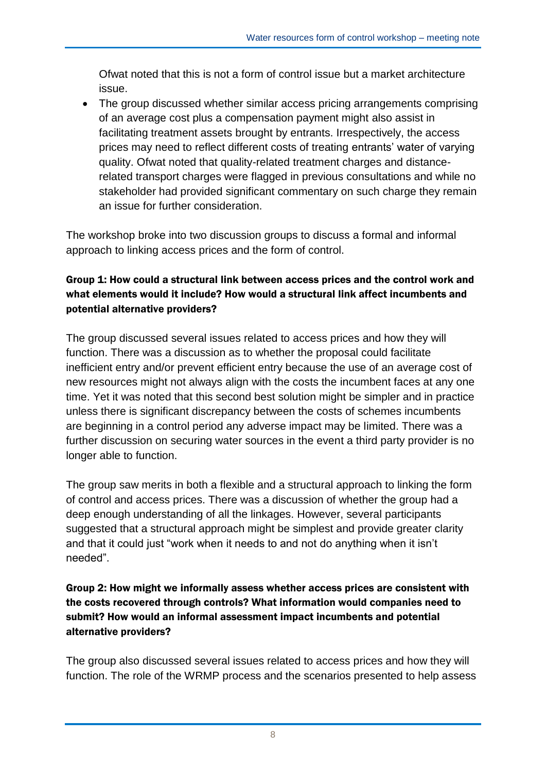Ofwat noted that this is not a form of control issue but a market architecture issue.

- The group discussed whether similar access pricing arrangements comprising of an average cost plus a compensation payment might also assist in facilitating treatment assets brought by entrants. Irrespectively, the access prices may need to reflect different costs of treating entrants' water of varying quality. Ofwat noted that quality-related treatment charges and distance-related transport charges were flagged in previous consultations and while no stakeholder had provided significant commentary on such charge they remain an issue for further consideration.

The workshop broke into two discussion groups to discuss a formal and informal approach to linking access prices and the form of control.

**Group 1: How could a structural link between access prices and the control work and what elements would it include? How would a structural link affect incumbents and potential alternative providers?**

The group discussed several issues related to access prices and how they will function. There was a discussion as to whether the proposal could facilitate inefficient entry and/or prevent efficient entry because the use of an average cost of new resources might not always align with the costs the incumbent faces at any one time. Yet it was noted that this second best solution might be simpler and in practice unless there is significant discrepancy between the costs of schemes incumbents are beginning in a control period any adverse impact may be limited. There was a further discussion on securing water sources in the event a third party provider is no longer able to function.

The group saw merits in both a flexible and a structural approach to linking the form of control and access prices. There was a discussion of whether the group had a deep enough understanding of all the linkages. However, several participants suggested that a structural approach might be simplest and provide greater clarity and that it could just "work when it needs to and not do anything when it isn't needed".

**Group 2: How might we informally assess whether access prices are consistent with the costs recovered through controls? What information would companies need to submit? How would an informal assessment impact incumbents and potential alternative providers?**

The group also discussed several issues related to access prices and how they will function. The role of the WRMP process and the scenarios presented to help assess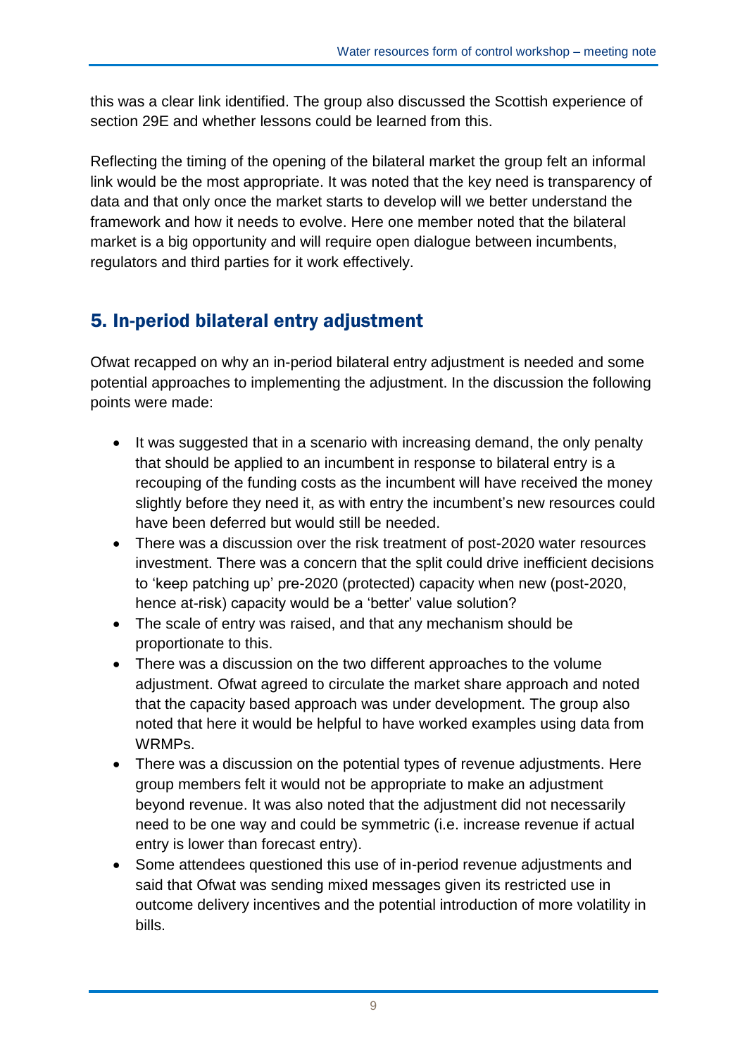this was a clear link identified. The group also discussed the Scottish experience of section 29E and whether lessons could be learned from this.

Reflecting the timing of the opening of the bilateral market the group felt an informal link would be the most appropriate. It was noted that the key need is transparency of data and that only once the market starts to develop will we better understand the framework and how it needs to evolve. Here one member noted that the bilateral market is a big opportunity and will require open dialogue between incumbents, regulators and third parties for it work effectively.

## 5. In-period bilateral entry adjustment

Ofwat recapped on why an in-period bilateral entry adjustment is needed and some potential approaches to implementing the adjustment. In the discussion the following points were made:

- It was suggested that in a scenario with increasing demand, the only penalty that should be applied to an incumbent in response to bilateral entry is a recouping of the funding costs as the incumbent will have received the money slightly before they need it, as with entry the incumbent's new resources could have been deferred but would still be needed.
- There was a discussion over the risk treatment of post-2020 water resources investment. There was a concern that the split could drive inefficient decisions to 'keep patching up' pre-2020 (protected) capacity when new (post-2020, hence at-risk) capacity would be a 'better' value solution?
- The scale of entry was raised, and that any mechanism should be proportionate to this.
- There was a discussion on the two different approaches to the volume adjustment. Ofwat agreed to circulate the market share approach and noted that the capacity based approach was under development. The group also noted that here it would be helpful to have worked examples using data from WRMPs.
- There was a discussion on the potential types of revenue adjustments. Here group members felt it would not be appropriate to make an adjustment beyond revenue. It was also noted that the adjustment did not necessarily need to be one way and could be symmetric (i.e. increase revenue if actual entry is lower than forecast entry).
- Some attendees questioned this use of in-period revenue adjustments and said that Ofwat was sending mixed messages given its restricted use in outcome delivery incentives and the potential introduction of more volatility in bills.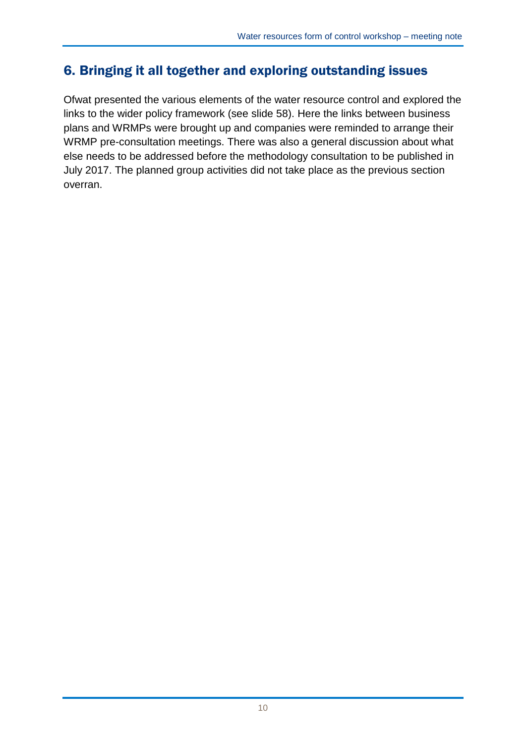## 6. Bringing it all together and exploring outstanding issues

Ofwat presented the various elements of the water resource control and explored the links to the wider policy framework (see slide 58). Here the links between business plans and WRMPs were brought up and companies were reminded to arrange their WRMP pre-consultation meetings. There was also a general discussion about what else needs to be addressed before the methodology consultation to be published in July 2017. The planned group activities did not take place as the previous section overran.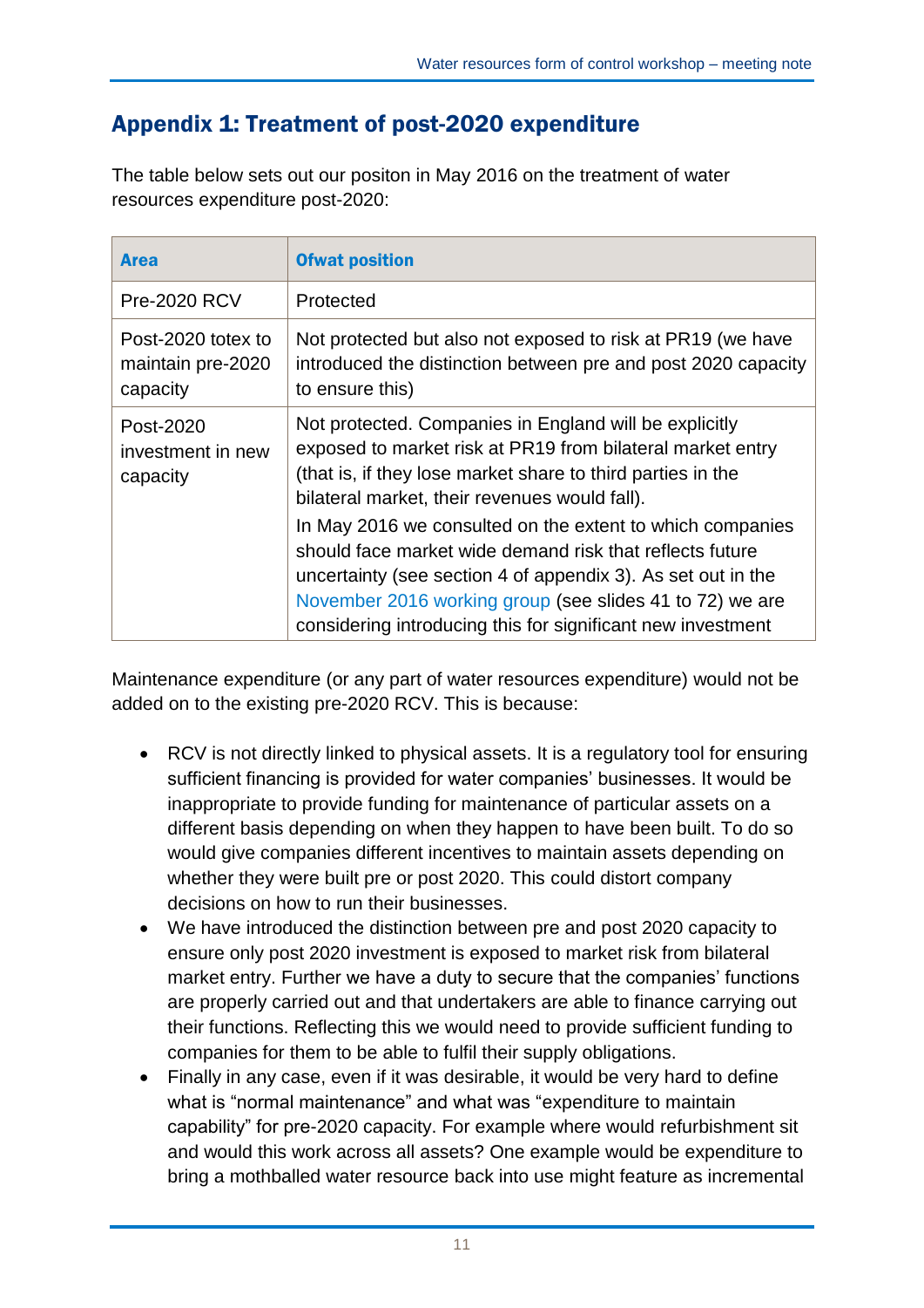## Appendix 1: Treatment of post-2020 expenditure

The table below sets out our positon in May 2016 on the treatment of water resources expenditure post-2020:

| Area | Ofwat position |
|---|---|
| Pre-2020 RCV | Protected |
| Post-2020 totex to maintain pre-2020 capacity | Not protected but also not exposed to risk at PR19 (we have introduced the distinction between pre and post 2020 capacity to ensure this) |
| Post-2020 investment in new capacity | Not protected. Companies in England will be explicitly exposed to market risk at PR19 from bilateral market entry (that is, if they lose market share to third parties in the bilateral market, their revenues would fall).<br><br>In May 2016 we consulted on the extent to which companies should face market wide demand risk that reflects future uncertainty (see section 4 of appendix 3). As set out in the November 2016 working group (see slides 41 to 72) we are considering introducing this for significant new investment |

Maintenance expenditure (or any part of water resources expenditure) would not be added on to the existing pre-2020 RCV. This is because:

- RCV is not directly linked to physical assets. It is a regulatory tool for ensuring sufficient financing is provided for water companies' businesses. It would be inappropriate to provide funding for maintenance of particular assets on a different basis depending on when they happen to have been built. To do so would give companies different incentives to maintain assets depending on whether they were built pre or post 2020. This could distort company decisions on how to run their businesses.
- We have introduced the distinction between pre and post 2020 capacity to ensure only post 2020 investment is exposed to market risk from bilateral market entry. Further we have a duty to secure that the companies' functions are properly carried out and that undertakers are able to finance carrying out their functions. Reflecting this we would need to provide sufficient funding to companies for them to be able to fulfil their supply obligations.
- Finally in any case, even if it was desirable, it would be very hard to define what is "normal maintenance" and what was "expenditure to maintain capability" for pre-2020 capacity. For example where would refurbishment sit and would this work across all assets? One example would be expenditure to bring a mothballed water resource back into use might feature as incremental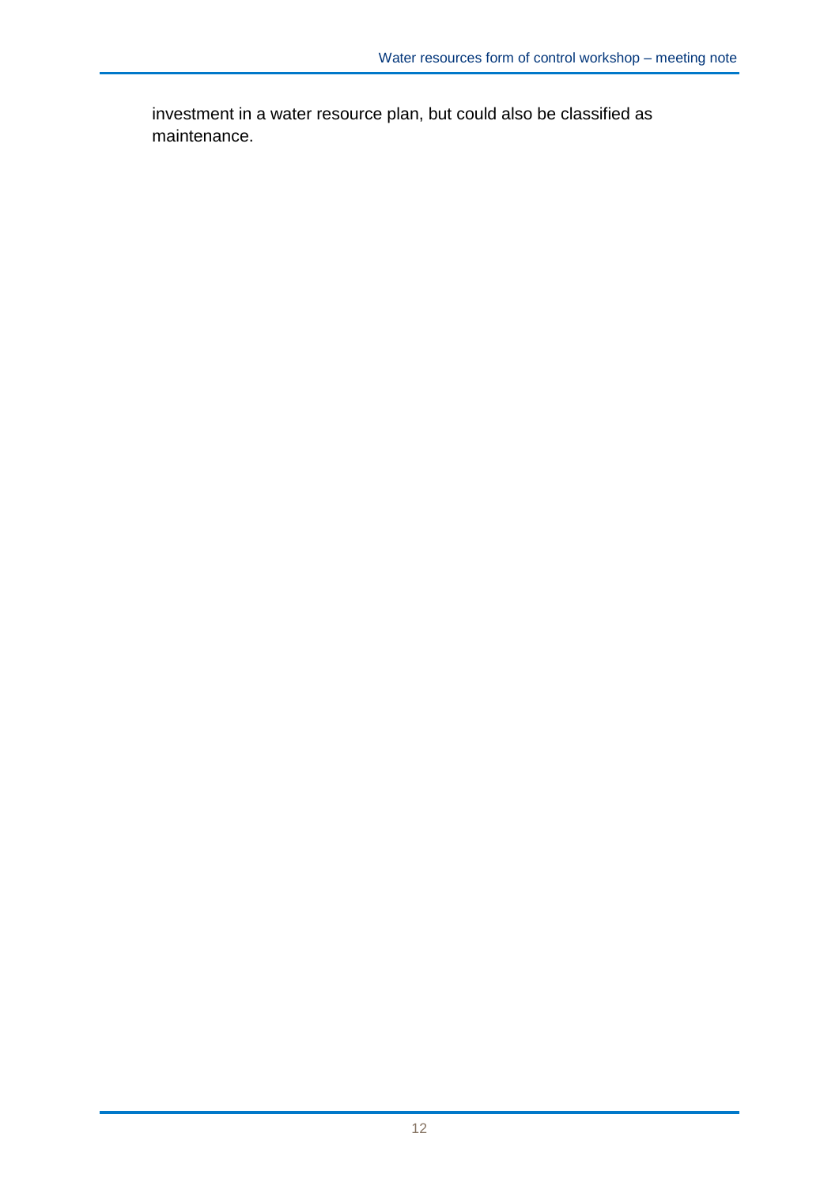investment in a water resource plan, but could also be classified as maintenance.